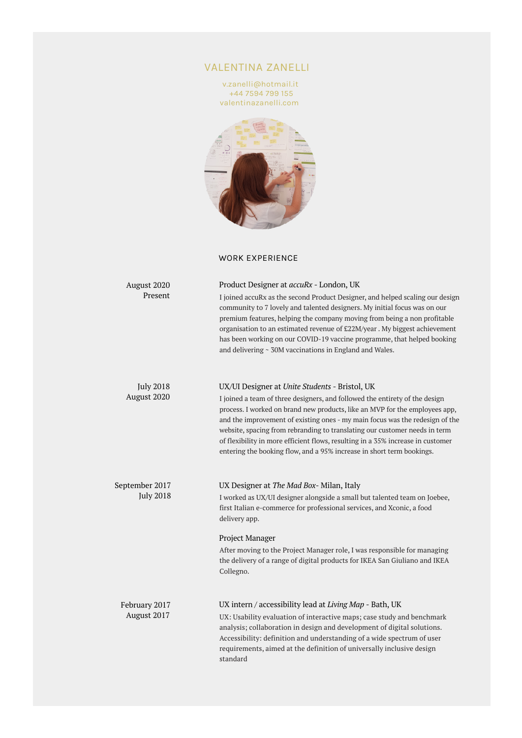# VALENTINA ZANELLI

v.zanelli@hotmail.it
+44 7594 799 155
valentinazanelli.com

## WORK EXPERIENCE

August 2020
Present

### Product Designer at *accuRx* - London, UK

I joined accuRx as the second Product Designer, and helped scaling our design community to 7 lovely and talented designers. My initial focus was on our premium features, helping the company moving from being a non profitable organisation to an estimated revenue of £22M/year . My biggest achievement has been working on our COVID-19 vaccine programme, that helped booking and delivering ~ 30M vaccinations in England and Wales.

July 2018
August 2020

### UX/UI Designer at *Unite Students* - Bristol, UK

I joined a team of three designers, and followed the entirety of the design process. I worked on brand new products, like an MVP for the employees app, and the improvement of existing ones - my main focus was the redesign of the website, spacing from rebranding to translating our customer needs in term of flexibility in more efficient flows, resulting in a 35% increase in customer entering the booking flow, and a 95% increase in short term bookings.

September 2017
July 2018

### UX Designer at *The Mad Box*- Milan, Italy

I worked as UX/UI designer alongside a small but talented team on Joebee, first Italian e-commerce for professional services, and Xconic, a food delivery app.

### Project Manager

After moving to the Project Manager role, I was responsible for managing the delivery of a range of digital products for IKEA San Giuliano and IKEA Collegno.

February 2017
August 2017

### UX intern / accessibility lead at *Living Map* - Bath, UK

UX: Usability evaluation of interactive maps; case study and benchmark analysis; collaboration in design and development of digital solutions.
Accessibility: definition and understanding of a wide spectrum of user requirements, aimed at the definition of universally inclusive design standard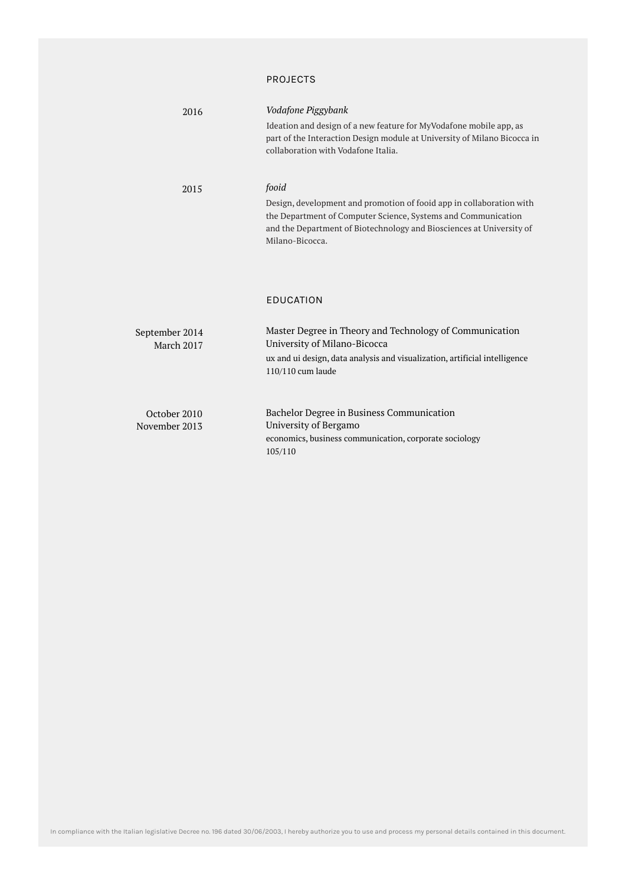## PROJECTS

2016

*Vodafone Piggybank*

Ideation and design of a new feature for MyVodafone mobile app, as part of the Interaction Design module at University of Milano Bicocca in collaboration with Vodafone Italia.

2015

*fooid*

Design, development and promotion of fooid app in collaboration with the Department of Computer Science, Systems and Communication and the Department of Biotechnology and Biosciences at University of Milano-Bicocca.

## EDUCATION

September 2014
March 2017

Master Degree in Theory and Technology of Communication
University of Milano-Bicocca
ux and ui design, data analysis and visualization, artificial intelligence
110/110 cum laude

October 2010
November 2013

Bachelor Degree in Business Communication
University of Bergamo
economics, business communication, corporate sociology
105/110

In compliance with the Italian legislative Decree no. 196 dated 30/06/2003, I hereby authorize you to use and process my personal details contained in this document.